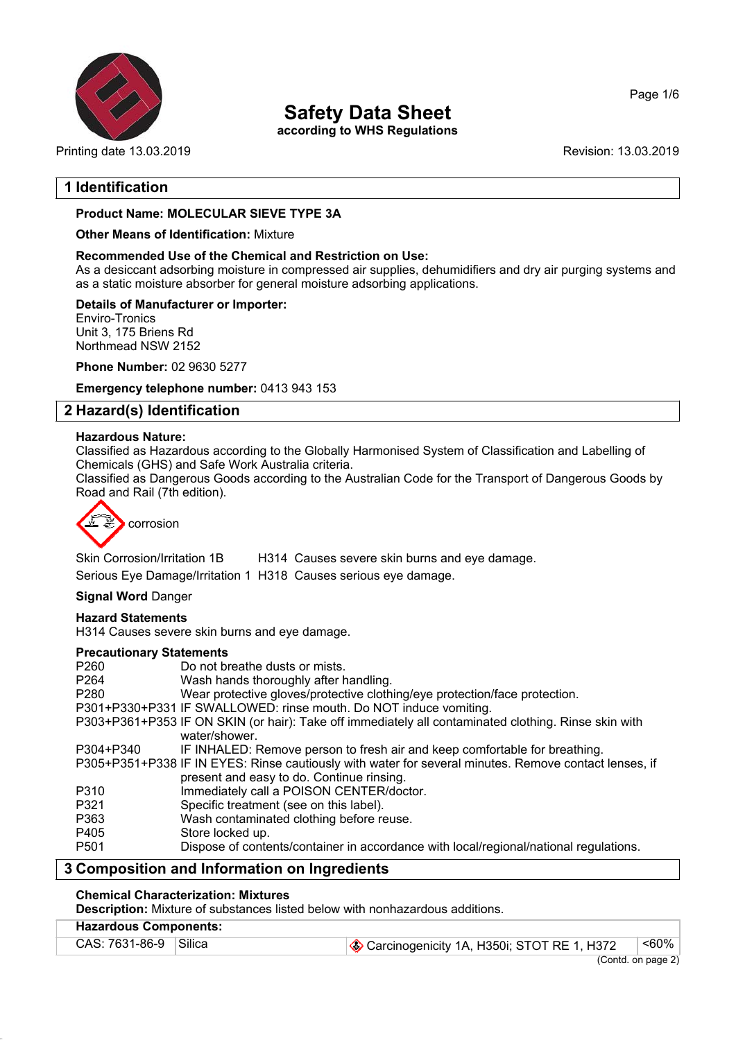# Safety Data Sheet

according to WHS Regulations

Printing date 13.03.2019

Revision: 13.03.2019

## 1 Identification

**Product Name: MOLECULAR SIEVE TYPE 3A**

**Other Means of Identification:** Mixture

**Recommended Use of the Chemical and Restriction on Use:**
As a desiccant adsorbing moisture in compressed air supplies, dehumidifiers and dry air purging systems and as a static moisture absorber for general moisture adsorbing applications.

**Details of Manufacturer or Importer:**
Enviro-Tronics
Unit 3, 175 Briens Rd
Northmead NSW 2152

**Phone Number:** 02 9630 5277

**Emergency telephone number:** 0413 943 153

## 2 Hazard(s) Identification

**Hazardous Nature:**
Classified as Hazardous according to the Globally Harmonised System of Classification and Labelling of Chemicals (GHS) and Safe Work Australia criteria.
Classified as Dangerous Goods according to the Australian Code for the Transport of Dangerous Goods by Road and Rail (7th edition).

corrosion

Skin Corrosion/Irritation 1B H314 Causes severe skin burns and eye damage.

Serious Eye Damage/Irritation 1 H318 Causes serious eye damage.

**Signal Word** Danger

**Hazard Statements**
H314 Causes severe skin burns and eye damage.

**Precautionary Statements**

| | |
|---|---|
| P260 | Do not breathe dusts or mists. |
| P264 | Wash hands thoroughly after handling. |
| P280 | Wear protective gloves/protective clothing/eye protection/face protection. |
| P301+P330+P331 | IF SWALLOWED: rinse mouth. Do NOT induce vomiting. |
| P303+P361+P353 | IF ON SKIN (or hair): Take off immediately all contaminated clothing. Rinse skin with water/shower. |
| P304+P340 | IF INHALED: Remove person to fresh air and keep comfortable for breathing. |
| P305+P351+P338 | IF IN EYES: Rinse cautiously with water for several minutes. Remove contact lenses, if present and easy to do. Continue rinsing. |
| P310 | Immediately call a POISON CENTER/doctor. |
| P321 | Specific treatment (see on this label). |
| P363 | Wash contaminated clothing before reuse. |
| P405 | Store locked up. |
| P501 | Dispose of contents/container in accordance with local/regional/national regulations. |

## 3 Composition and Information on Ingredients

**Chemical Characterization: Mixtures**
**Description:** Mixture of substances listed below with nonhazardous additions.

| **Hazardous Components:** | | | |
|---|---|---|---|
| CAS: 7631-86-9 | Silica | Carcinogenicity 1A, H350i; STOT RE 1, H372 | <60% |

(Contd. on page 2)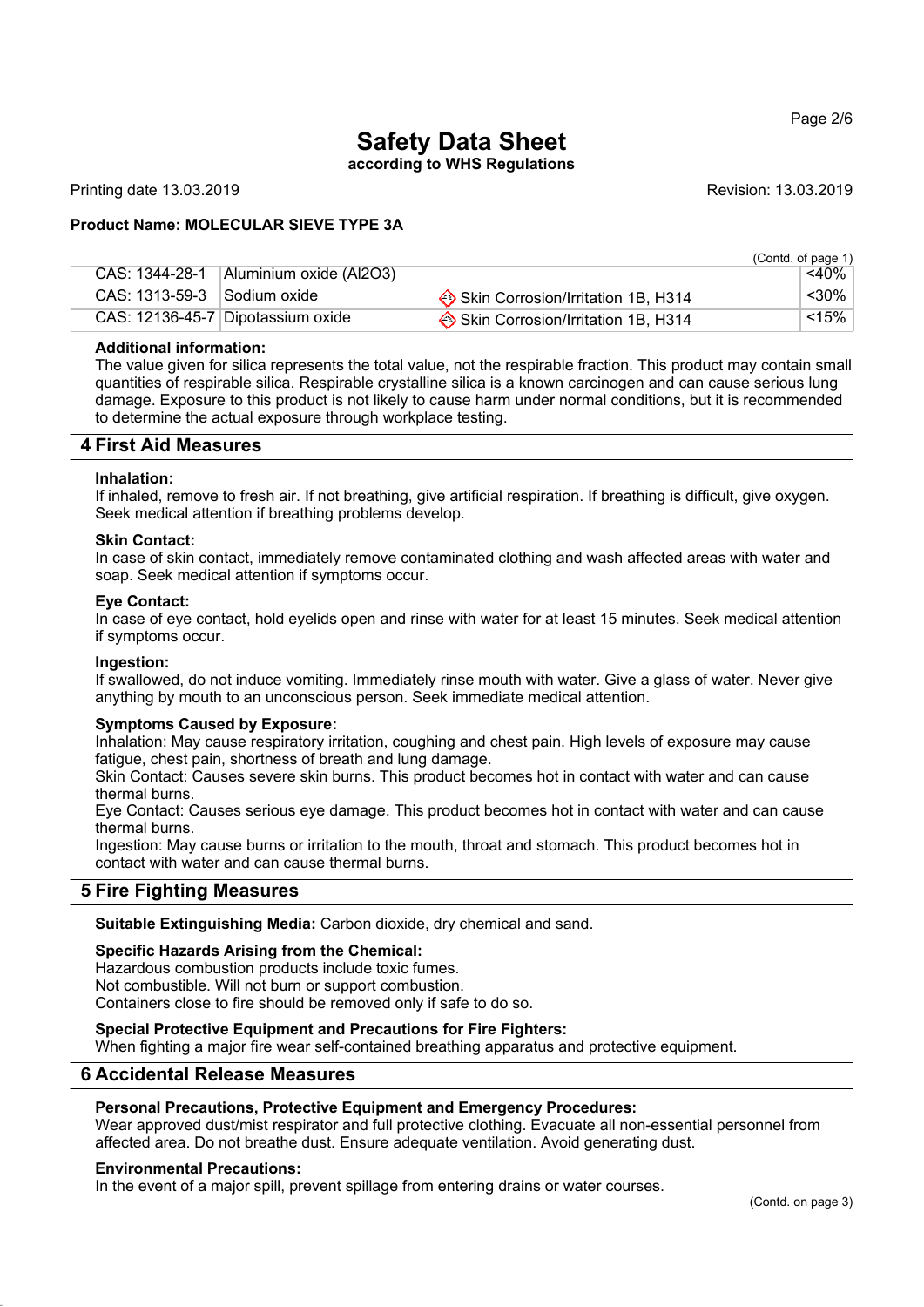(Contd. of page 1)

| | | | |
|---|---|---|---|
| CAS: 1344-28-1 | Aluminium oxide ($Al_2O_3$) | | <40% |
| CAS: 1313-59-3 | Sodium oxide | Skin Corrosion/Irritation 1B, H314 | <30% |
| CAS: 12136-45-7 | Dipotassium oxide | Skin Corrosion/Irritation 1B, H314 | <15% |

**Additional information:**
The value given for silica represents the total value, not the respirable fraction. This product may contain small quantities of respirable silica. Respirable crystalline silica is a known carcinogen and can cause serious lung damage. Exposure to this product is not likely to cause harm under normal conditions, but it is recommended to determine the actual exposure through workplace testing.

## 4 First Aid Measures

**Inhalation:**
If inhaled, remove to fresh air. If not breathing, give artificial respiration. If breathing is difficult, give oxygen. Seek medical attention if breathing problems develop.

**Skin Contact:**
In case of skin contact, immediately remove contaminated clothing and wash affected areas with water and soap. Seek medical attention if symptoms occur.

**Eye Contact:**
In case of eye contact, hold eyelids open and rinse with water for at least 15 minutes. Seek medical attention if symptoms occur.

**Ingestion:**
If swallowed, do not induce vomiting. Immediately rinse mouth with water. Give a glass of water. Never give anything by mouth to an unconscious person. Seek immediate medical attention.

**Symptoms Caused by Exposure:**
Inhalation: May cause respiratory irritation, coughing and chest pain. High levels of exposure may cause fatigue, chest pain, shortness of breath and lung damage.
Skin Contact: Causes severe skin burns. This product becomes hot in contact with water and can cause thermal burns.
Eye Contact: Causes serious eye damage. This product becomes hot in contact with water and can cause thermal burns.
Ingestion: May cause burns or irritation to the mouth, throat and stomach. This product becomes hot in contact with water and can cause thermal burns.

## 5 Fire Fighting Measures

**Suitable Extinguishing Media:** Carbon dioxide, dry chemical and sand.

**Specific Hazards Arising from the Chemical:**
Hazardous combustion products include toxic fumes.
Not combustible. Will not burn or support combustion.
Containers close to fire should be removed only if safe to do so.

**Special Protective Equipment and Precautions for Fire Fighters:**
When fighting a major fire wear self-contained breathing apparatus and protective equipment.

## 6 Accidental Release Measures

**Personal Precautions, Protective Equipment and Emergency Procedures:**
Wear approved dust/mist respirator and full protective clothing. Evacuate all non-essential personnel from affected area. Do not breathe dust. Ensure adequate ventilation. Avoid generating dust.

**Environmental Precautions:**
In the event of a major spill, prevent spillage from entering drains or water courses.

(Contd. on page 3)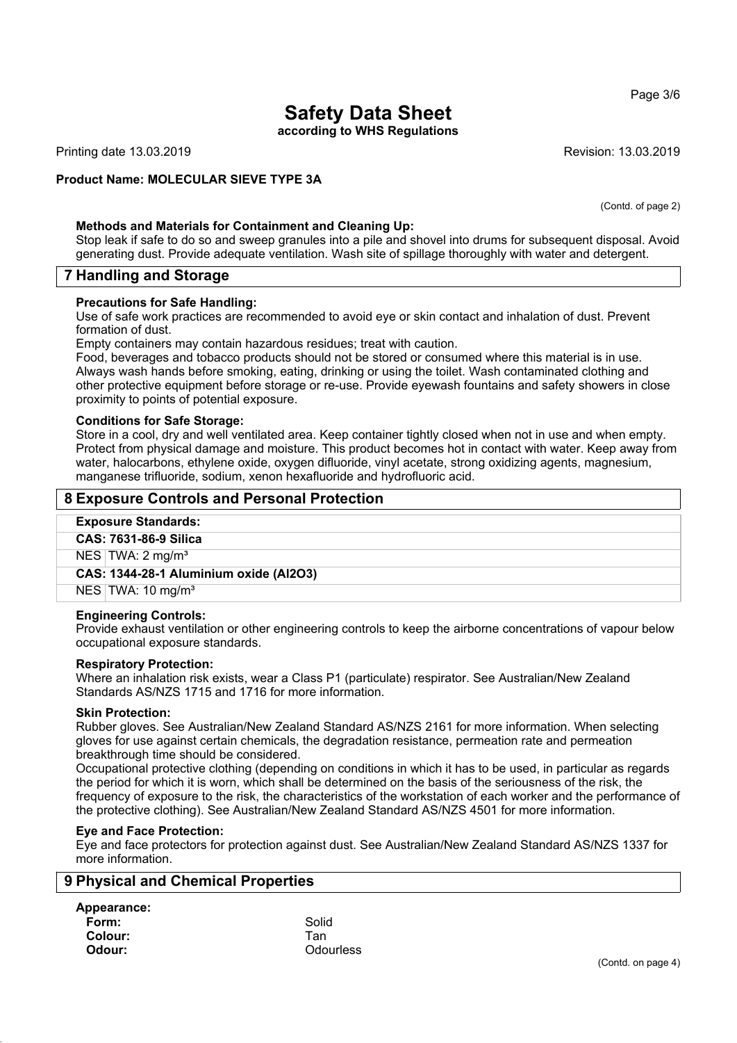(Contd. of page 2)

**Methods and Materials for Containment and Cleaning Up:**
Stop leak if safe to do so and sweep granules into a pile and shovel into drums for subsequent disposal. Avoid generating dust. Provide adequate ventilation. Wash site of spillage thoroughly with water and detergent.

## 7 Handling and Storage

**Precautions for Safe Handling:**
Use of safe work practices are recommended to avoid eye or skin contact and inhalation of dust. Prevent formation of dust.
Empty containers may contain hazardous residues; treat with caution.
Food, beverages and tobacco products should not be stored or consumed where this material is in use. Always wash hands before smoking, eating, drinking or using the toilet. Wash contaminated clothing and other protective equipment before storage or re-use. Provide eyewash fountains and safety showers in close proximity to points of potential exposure.

**Conditions for Safe Storage:**
Store in a cool, dry and well ventilated area. Keep container tightly closed when not in use and when empty. Protect from physical damage and moisture. This product becomes hot in contact with water. Keep away from water, halocarbons, ethylene oxide, oxygen difluoride, vinyl acetate, strong oxidizing agents, magnesium, manganese trifluoride, sodium, xenon hexafluoride and hydrofluoric acid.

## 8 Exposure Controls and Personal Protection

| | |
|---|---|
| **Exposure Standards:** | |
| **CAS: 7631-86-9 Silica** | |
| NES | TWA: 2 mg/m³ |
| **CAS: 1344-28-1 Aluminium oxide ($Al_2O_3$)** | |
| NES | TWA: 10 mg/m³ |

**Engineering Controls:**
Provide exhaust ventilation or other engineering controls to keep the airborne concentrations of vapour below occupational exposure standards.

**Respiratory Protection:**
Where an inhalation risk exists, wear a Class P1 (particulate) respirator. See Australian/New Zealand Standards AS/NZS 1715 and 1716 for more information.

**Skin Protection:**
Rubber gloves. See Australian/New Zealand Standard AS/NZS 2161 for more information. When selecting gloves for use against certain chemicals, the degradation resistance, permeation rate and permeation breakthrough time should be considered.
Occupational protective clothing (depending on conditions in which it has to be used, in particular as regards the period for which it is worn, which shall be determined on the basis of the seriousness of the risk, the frequency of exposure to the risk, the characteristics of the workstation of each worker and the performance of the protective clothing). See Australian/New Zealand Standard AS/NZS 4501 for more information.

**Eye and Face Protection:**
Eye and face protectors for protection against dust. See Australian/New Zealand Standard AS/NZS 1337 for more information.

## 9 Physical and Chemical Properties

**Appearance:**

| | |
|---|---|
| **Form:** | Solid |
| **Colour:** | Tan |
| **Odour:** | Odourless |

(Contd. on page 4)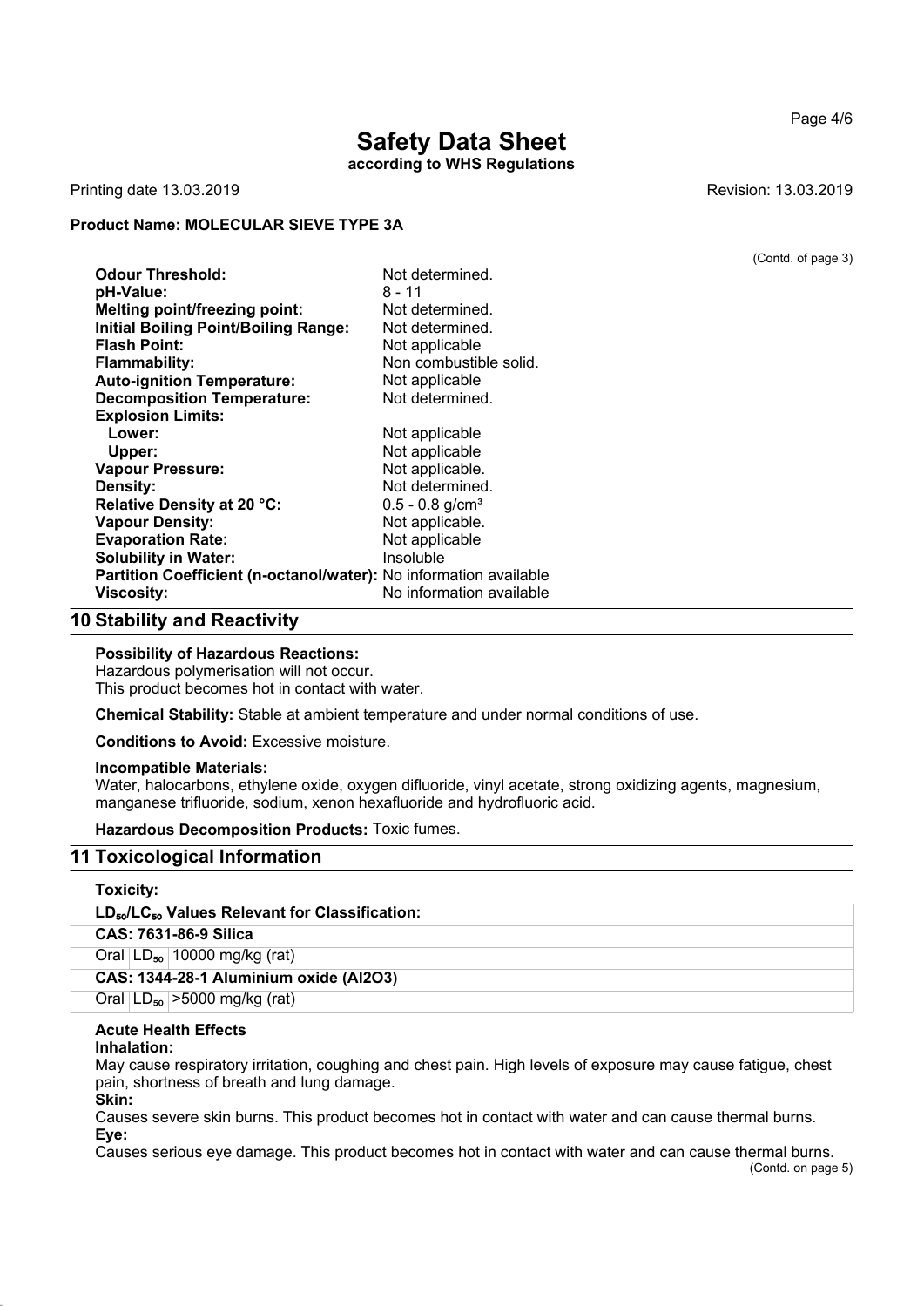# Safety Data Sheet

**according to WHS Regulations**

Printing date 13.03.2019 Revision: 13.03.2019

**Product Name: MOLECULAR SIEVE TYPE 3A**

(Contd. of page 3)

| | |
|---|---|
| **Odour Threshold:** | Not determined. |
| **pH-Value:** | 8 - 11 |
| **Melting point/freezing point:** | Not determined. |
| **Initial Boiling Point/Boiling Range:** | Not determined. |
| **Flash Point:** | Not applicable |
| **Flammability:** | Non combustible solid. |
| **Auto-ignition Temperature:** | Not applicable |
| **Decomposition Temperature:** | Not determined. |
| **Explosion Limits:** | |
| **Lower:** | Not applicable |
| **Upper:** | Not applicable |
| **Vapour Pressure:** | Not applicable. |
| **Density:** | Not determined. |
| **Relative Density at 20 °C:** | 0.5 - 0.8 $g/cm^3$ |
| **Vapour Density:** | Not applicable. |
| **Evaporation Rate:** | Not applicable |
| **Solubility in Water:** | Insoluble |
| **Partition Coefficient (n-octanol/water):** | No information available |
| **Viscosity:** | No information available |

## 10 Stability and Reactivity

**Possibility of Hazardous Reactions:**
Hazardous polymerisation will not occur.
This product becomes hot in contact with water.

**Chemical Stability:** Stable at ambient temperature and under normal conditions of use.

**Conditions to Avoid:** Excessive moisture.

**Incompatible Materials:**
Water, halocarbons, ethylene oxide, oxygen difluoride, vinyl acetate, strong oxidizing agents, magnesium, manganese trifluoride, sodium, xenon hexafluoride and hydrofluoric acid.

**Hazardous Decomposition Products:** Toxic fumes.

## 11 Toxicological Information

**Toxicity:**

| **$LD_{50}/LC_{50}$ Values Relevant for Classification:** | | |
|---|---|---|
| **CAS: 7631-86-9 Silica** | | |
| Oral | $LD_{50}$ | 10000 mg/kg (rat) |
| **CAS: 1344-28-1 Aluminium oxide (Al2O3)** | | |
| Oral | $LD_{50}$ | >5000 mg/kg (rat) |

**Acute Health Effects**

**Inhalation:**
May cause respiratory irritation, coughing and chest pain. High levels of exposure may cause fatigue, chest pain, shortness of breath and lung damage.

**Skin:**
Causes severe skin burns. This product becomes hot in contact with water and can cause thermal burns.

**Eye:**
Causes serious eye damage. This product becomes hot in contact with water and can cause thermal burns.

(Contd. on page 5)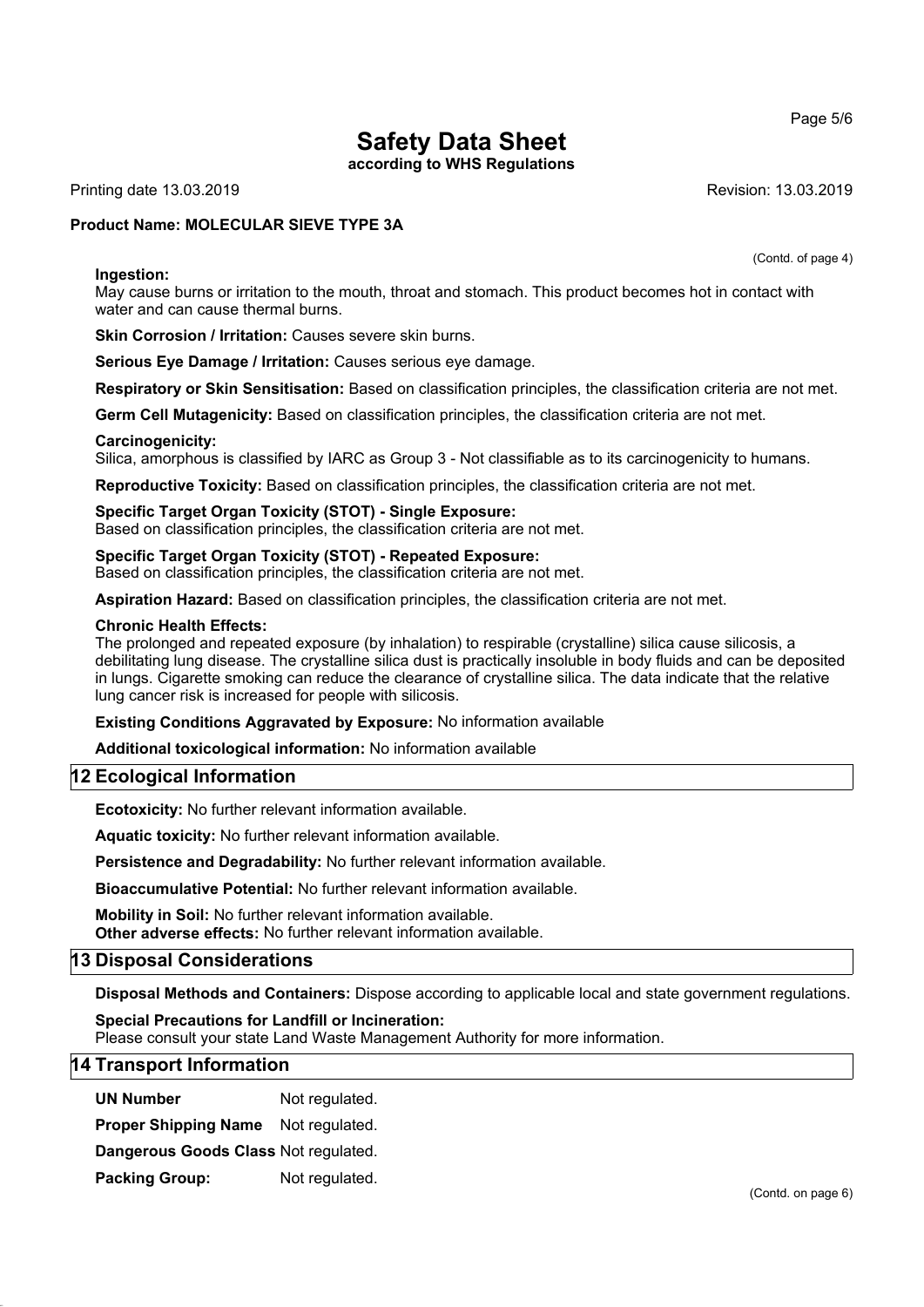(Contd. of page 4)

**Ingestion:**
May cause burns or irritation to the mouth, throat and stomach. This product becomes hot in contact with water and can cause thermal burns.

**Skin Corrosion / Irritation:** Causes severe skin burns.

**Serious Eye Damage / Irritation:** Causes serious eye damage.

**Respiratory or Skin Sensitisation:** Based on classification principles, the classification criteria are not met.

**Germ Cell Mutagenicity:** Based on classification principles, the classification criteria are not met.

**Carcinogenicity:**
Silica, amorphous is classified by IARC as Group 3 - Not classifiable as to its carcinogenicity to humans.

**Reproductive Toxicity:** Based on classification principles, the classification criteria are not met.

**Specific Target Organ Toxicity (STOT) - Single Exposure:**
Based on classification principles, the classification criteria are not met.

**Specific Target Organ Toxicity (STOT) - Repeated Exposure:**
Based on classification principles, the classification criteria are not met.

**Aspiration Hazard:** Based on classification principles, the classification criteria are not met.

**Chronic Health Effects:**
The prolonged and repeated exposure (by inhalation) to respirable (crystalline) silica cause silicosis, a debilitating lung disease. The crystalline silica dust is practically insoluble in body fluids and can be deposited in lungs. Cigarette smoking can reduce the clearance of crystalline silica. The data indicate that the relative lung cancer risk is increased for people with silicosis.

**Existing Conditions Aggravated by Exposure:** No information available

**Additional toxicological information:** No information available

## 12 Ecological Information

**Ecotoxicity:** No further relevant information available.

**Aquatic toxicity:** No further relevant information available.

**Persistence and Degradability:** No further relevant information available.

**Bioaccumulative Potential:** No further relevant information available.

**Mobility in Soil:** No further relevant information available.
**Other adverse effects:** No further relevant information available.

## 13 Disposal Considerations

**Disposal Methods and Containers:** Dispose according to applicable local and state government regulations.

**Special Precautions for Landfill or Incineration:**
Please consult your state Land Waste Management Authority for more information.

## 14 Transport Information

| | |
|---|---|
| **UN Number** | Not regulated. |
| **Proper Shipping Name** | Not regulated. |
| **Dangerous Goods Class** | Not regulated. |
| **Packing Group:** | Not regulated. |

(Contd. on page 6)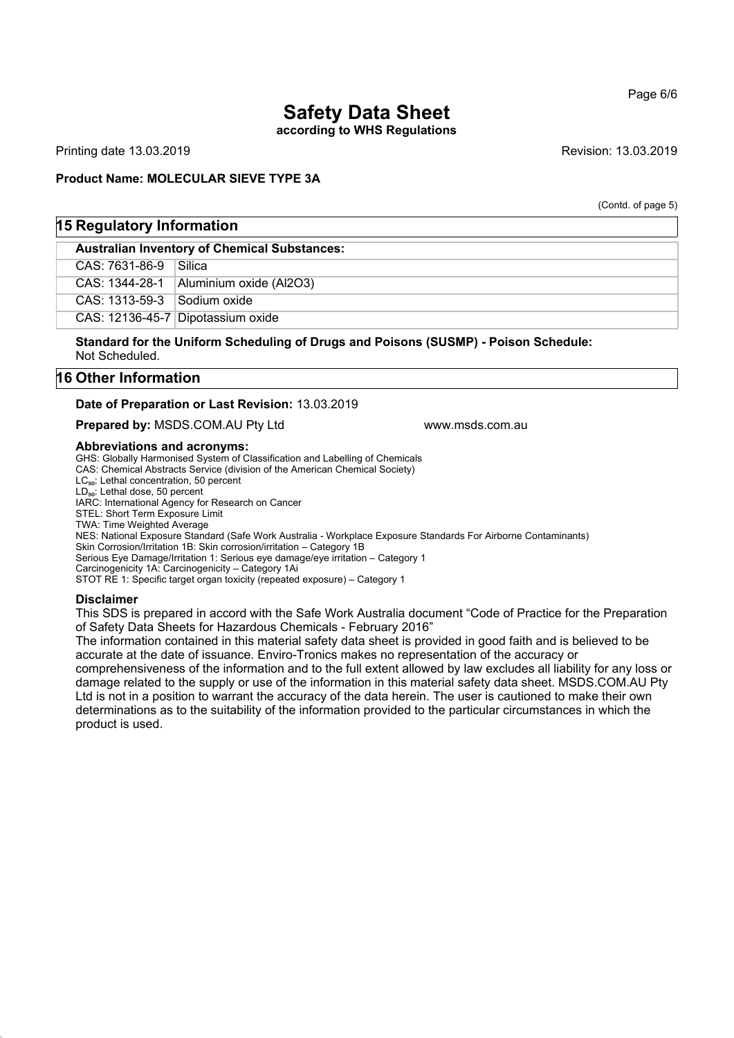(Contd. of page 5)

## 15 Regulatory Information

**Australian Inventory of Chemical Substances:**

| | |
|---|---|
| CAS: 7631-86-9 | Silica |
| CAS: 1344-28-1 | Aluminium oxide (Al2O3) |
| CAS: 1313-59-3 | Sodium oxide |
| CAS: 12136-45-7 | Dipotassium oxide |

**Standard for the Uniform Scheduling of Drugs and Poisons (SUSMP) - Poison Schedule:**
Not Scheduled.

## 16 Other Information

**Date of Preparation or Last Revision:** 13.03.2019

**Prepared by:** MSDS.COM.AU Pty Ltd www.msds.com.au

**Abbreviations and acronyms:**
GHS: Globally Harmonised System of Classification and Labelling of Chemicals
CAS: Chemical Abstracts Service (division of the American Chemical Society)
$LC_{50}$: Lethal concentration, 50 percent
$LD_{50}$: Lethal dose, 50 percent
IARC: International Agency for Research on Cancer
STEL: Short Term Exposure Limit
TWA: Time Weighted Average
NES: National Exposure Standard (Safe Work Australia - Workplace Exposure Standards For Airborne Contaminants)
Skin Corrosion/Irritation 1B: Skin corrosion/irritation – Category 1B
Serious Eye Damage/Irritation 1: Serious eye damage/eye irritation – Category 1
Carcinogenicity 1A: Carcinogenicity – Category 1Ai
STOT RE 1: Specific target organ toxicity (repeated exposure) – Category 1

**Disclaimer**
This SDS is prepared in accord with the Safe Work Australia document "Code of Practice for the Preparation of Safety Data Sheets for Hazardous Chemicals - February 2016"
The information contained in this material safety data sheet is provided in good faith and is believed to be accurate at the date of issuance. Enviro-Tronics makes no representation of the accuracy or comprehensiveness of the information and to the full extent allowed by law excludes all liability for any loss or damage related to the supply or use of the information in this material safety data sheet. MSDS.COM.AU Pty Ltd is not in a position to warrant the accuracy of the data herein. The user is cautioned to make their own determinations as to the suitability of the information provided to the particular circumstances in which the product is used.